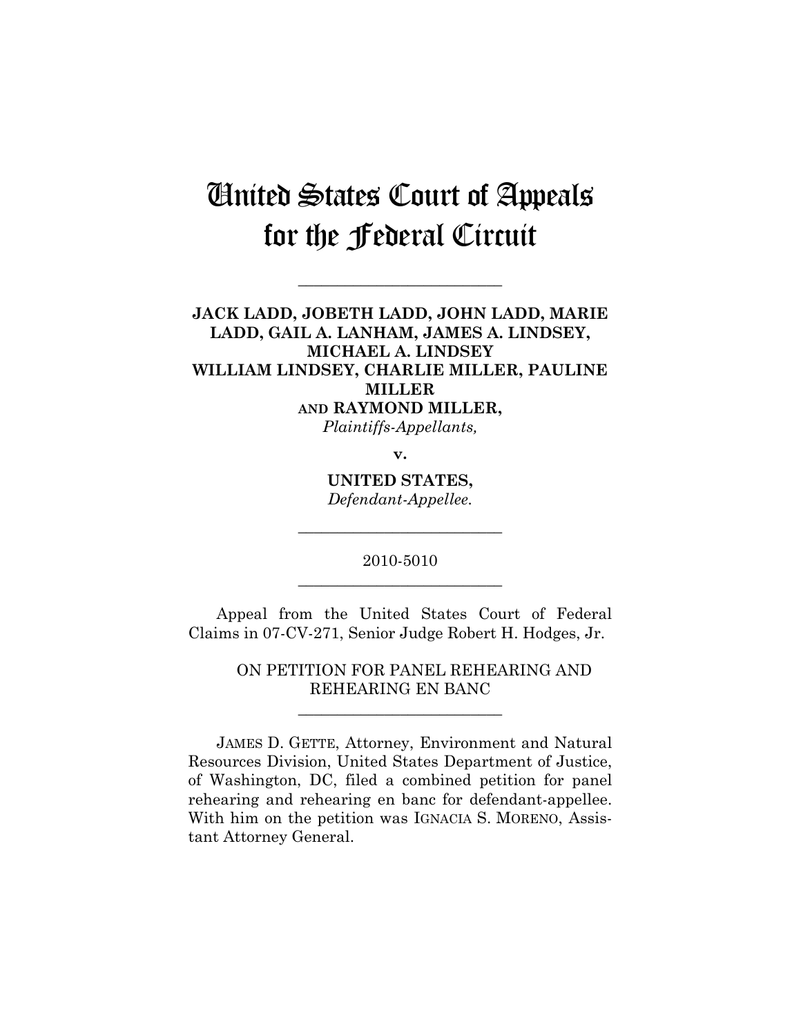# United States Court of Appeals for the Federal Circuit

---

**JACK LADD, JOBETH LADD, JOHN LADD, MARIE LADD, GAIL A. LANHAM, JAMES A. LINDSEY, MICHAEL A. LINDSEY WILLIAM LINDSEY, CHARLIE MILLER, PAULINE MILLER AND RAYMOND MILLER,**
*Plaintiffs-Appellants,*

**v.**

**UNITED STATES,**
*Defendant-Appellee.*

---

2010-5010

---

Appeal from the United States Court of Federal Claims in 07-CV-271, Senior Judge Robert H. Hodges, Jr.

ON PETITION FOR PANEL REHEARING AND REHEARING EN BANC

---

JAMES D. GETTE, Attorney, Environment and Natural Resources Division, United States Department of Justice, of Washington, DC, filed a combined petition for panel rehearing and rehearing en banc for defendant-appellee. With him on the petition was IGNACIA S. MORENO, Assistant Attorney General.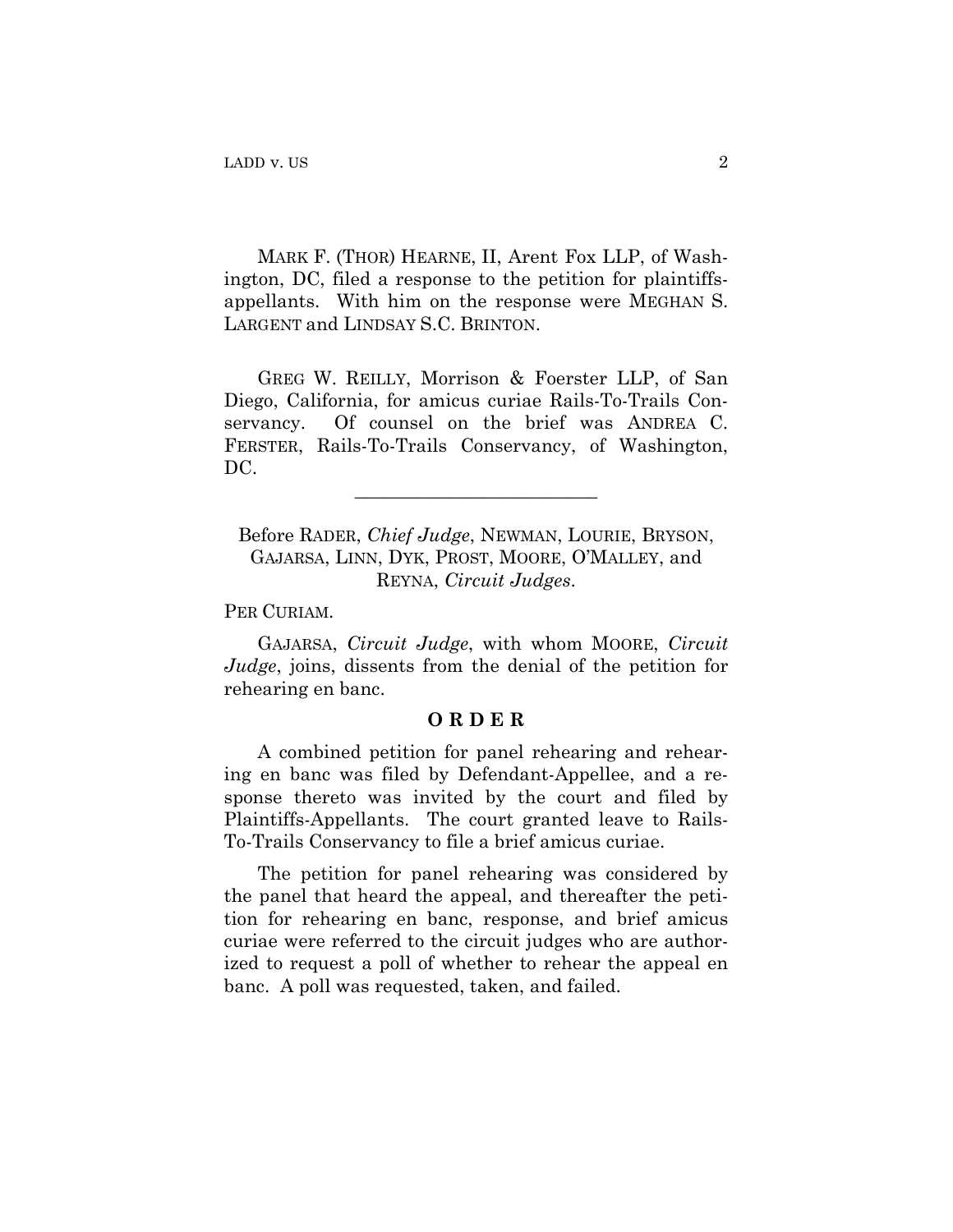MARK F. (THOR) HEARNE, II, Arent Fox LLP, of Washington, DC, filed a response to the petition for plaintiffs-appellants. With him on the response were MEGHAN S. LARGENT and LINDSAY S.C. BRINTON.

GREG W. REILLY, Morrison & Foerster LLP, of San Diego, California, for amicus curiae Rails-To-Trails Conservancy. Of counsel on the brief was ANDREA C. FERSTER, Rails-To-Trails Conservancy, of Washington, DC.

---

Before RADER, *Chief Judge*, NEWMAN, LOURIE, BRYSON, GAJARSA, LINN, DYK, PROST, MOORE, O'MALLEY, and REYNA, *Circuit Judges*.

PER CURIAM.

GAJARSA, *Circuit Judge*, with whom MOORE, *Circuit Judge*, joins, dissents from the denial of the petition for rehearing en banc.

**O R D E R**

A combined petition for panel rehearing and rehearing en banc was filed by Defendant-Appellee, and a response thereto was invited by the court and filed by Plaintiffs-Appellants. The court granted leave to Rails-To-Trails Conservancy to file a brief amicus curiae.

The petition for panel rehearing was considered by the panel that heard the appeal, and thereafter the petition for rehearing en banc, response, and brief amicus curiae were referred to the circuit judges who are authorized to request a poll of whether to rehear the appeal en banc. A poll was requested, taken, and failed.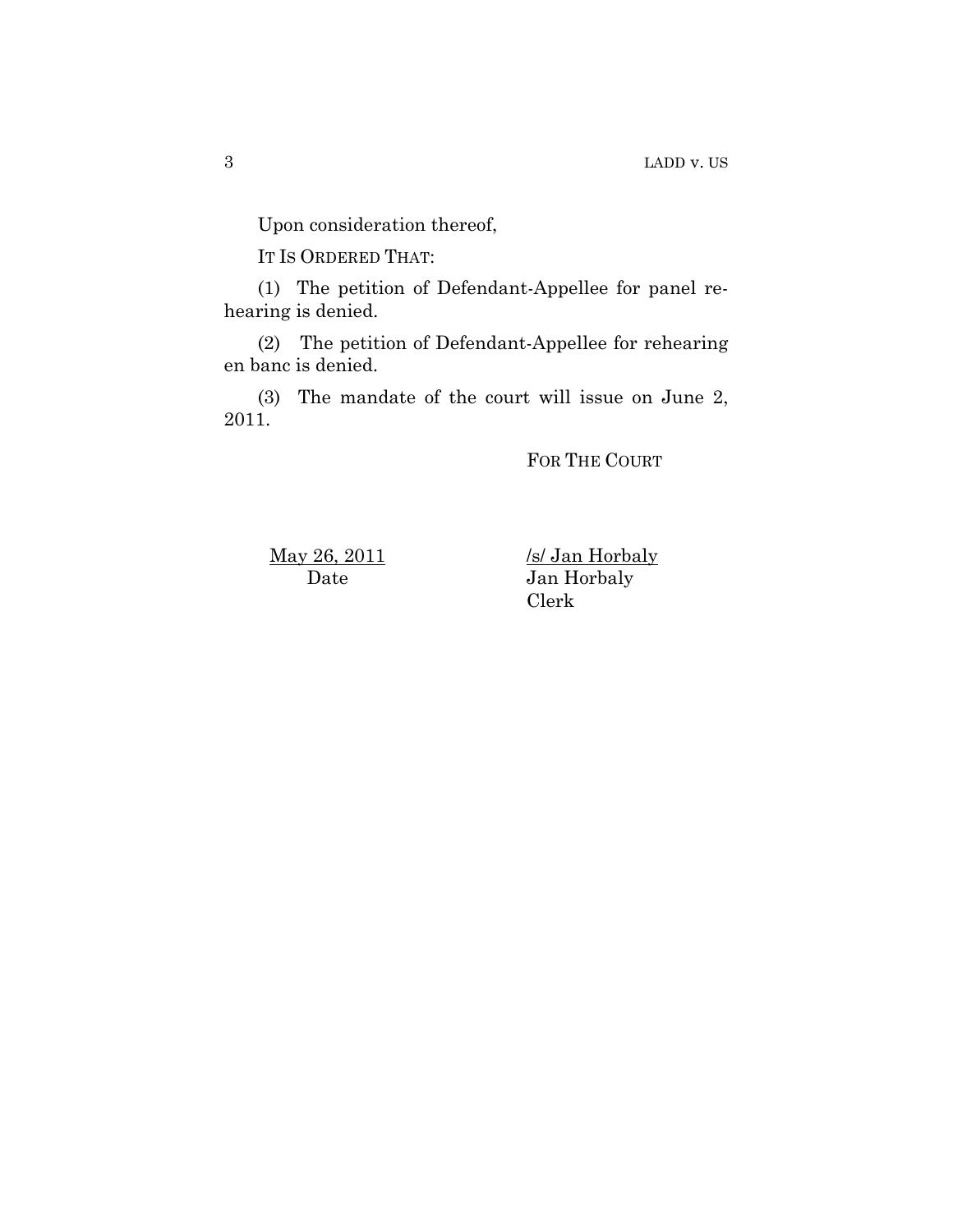Upon consideration thereof,

IT IS ORDERED THAT:

(1) The petition of Defendant-Appellee for panel rehearing is denied.

(2) The petition of Defendant-Appellee for rehearing en banc is denied.

(3) The mandate of the court will issue on June 2, 2011.

FOR THE COURT

May 26, 2011
Date

/s/ Jan Horbaly
Jan Horbaly
Clerk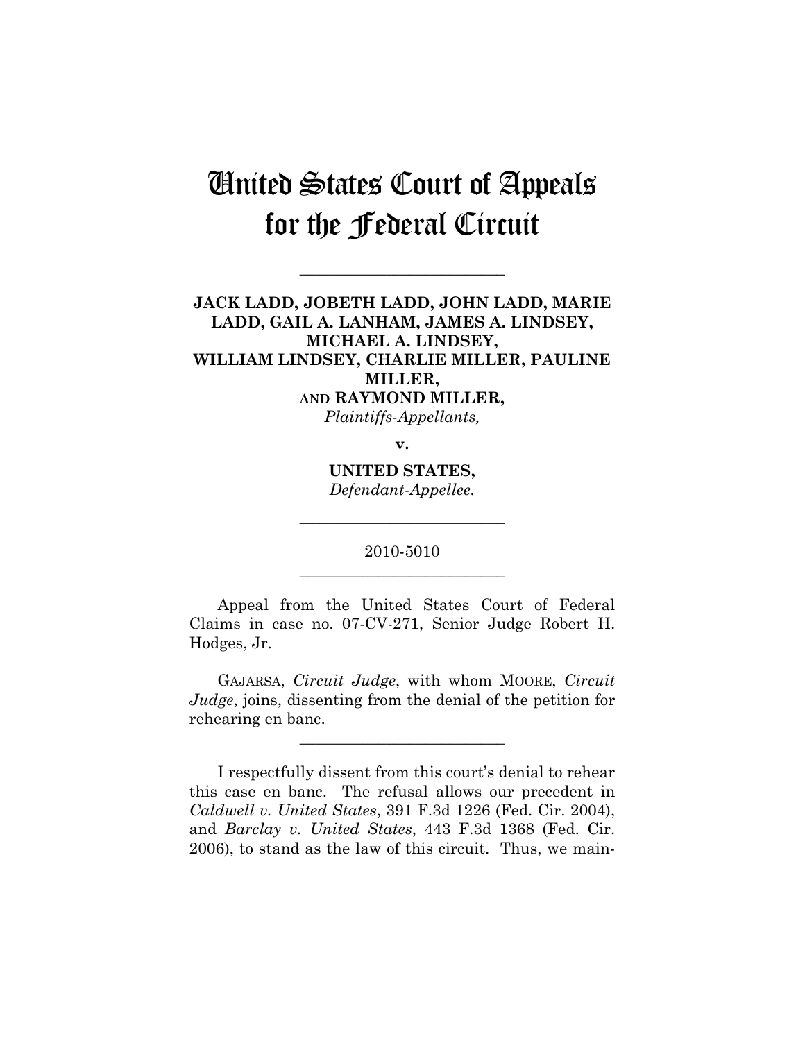# United States Court of Appeals for the Federal Circuit

---

**JACK LADD, JOBETH LADD, JOHN LADD, MARIE LADD, GAIL A. LANHAM, JAMES A. LINDSEY, MICHAEL A. LINDSEY, WILLIAM LINDSEY, CHARLIE MILLER, PAULINE MILLER, AND RAYMOND MILLER,**
*Plaintiffs-Appellants,*

**v.**

**UNITED STATES,**
*Defendant-Appellee.*

---

2010-5010

---

Appeal from the United States Court of Federal Claims in case no. 07-CV-271, Senior Judge Robert H. Hodges, Jr.

GAJARSA, *Circuit Judge*, with whom MOORE, *Circuit Judge*, joins, dissenting from the denial of the petition for rehearing en banc.

---

I respectfully dissent from this court's denial to rehear this case en banc. The refusal allows our precedent in *Caldwell v. United States*, 391 F.3d 1226 (Fed. Cir. 2004), and *Barclay v. United States*, 443 F.3d 1368 (Fed. Cir. 2006), to stand as the law of this circuit. Thus, we main-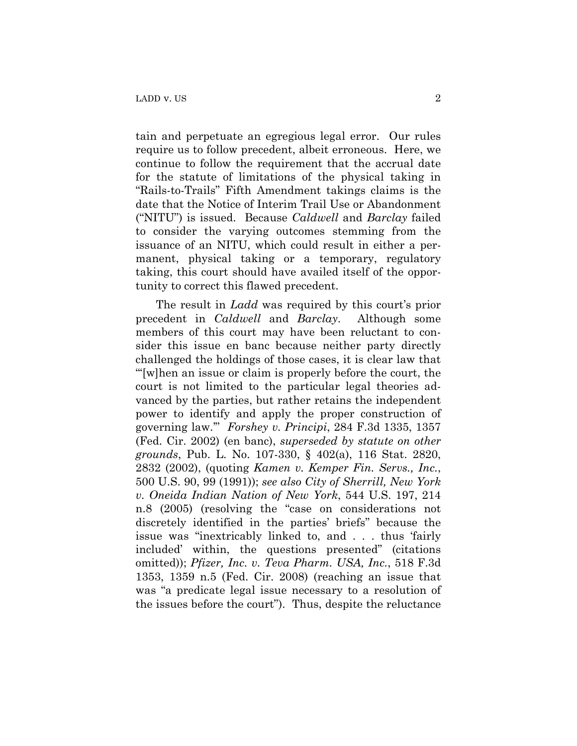tain and perpetuate an egregious legal error. Our rules require us to follow precedent, albeit erroneous. Here, we continue to follow the requirement that the accrual date for the statute of limitations of the physical taking in "Rails-to-Trails" Fifth Amendment takings claims is the date that the Notice of Interim Trail Use or Abandonment ("NITU") is issued. Because *Caldwell* and *Barclay* failed to consider the varying outcomes stemming from the issuance of an NITU, which could result in either a permanent, physical taking or a temporary, regulatory taking, this court should have availed itself of the opportunity to correct this flawed precedent.

The result in *Ladd* was required by this court's prior precedent in *Caldwell* and *Barclay*. Although some members of this court may have been reluctant to consider this issue en banc because neither party directly challenged the holdings of those cases, it is clear law that "'[w]hen an issue or claim is properly before the court, the court is not limited to the particular legal theories advanced by the parties, but rather retains the independent power to identify and apply the proper construction of governing law.'" *Forshey v. Principi*, 284 F.3d 1335, 1357 (Fed. Cir. 2002) (en banc), *superseded by statute on other grounds*, Pub. L. No. 107-330, § 402(a), 116 Stat. 2820, 2832 (2002), (quoting *Kamen v. Kemper Fin. Servs., Inc.*, 500 U.S. 90, 99 (1991)); *see also City of Sherrill, New York v. Oneida Indian Nation of New York*, 544 U.S. 197, 214 n.8 (2005) (resolving the "case on considerations not discretely identified in the parties' briefs" because the issue was "inextricably linked to, and . . . thus 'fairly included' within, the questions presented" (citations omitted)); *Pfizer, Inc. v. Teva Pharm. USA, Inc.*, 518 F.3d 1353, 1359 n.5 (Fed. Cir. 2008) (reaching an issue that was "a predicate legal issue necessary to a resolution of the issues before the court"). Thus, despite the reluctance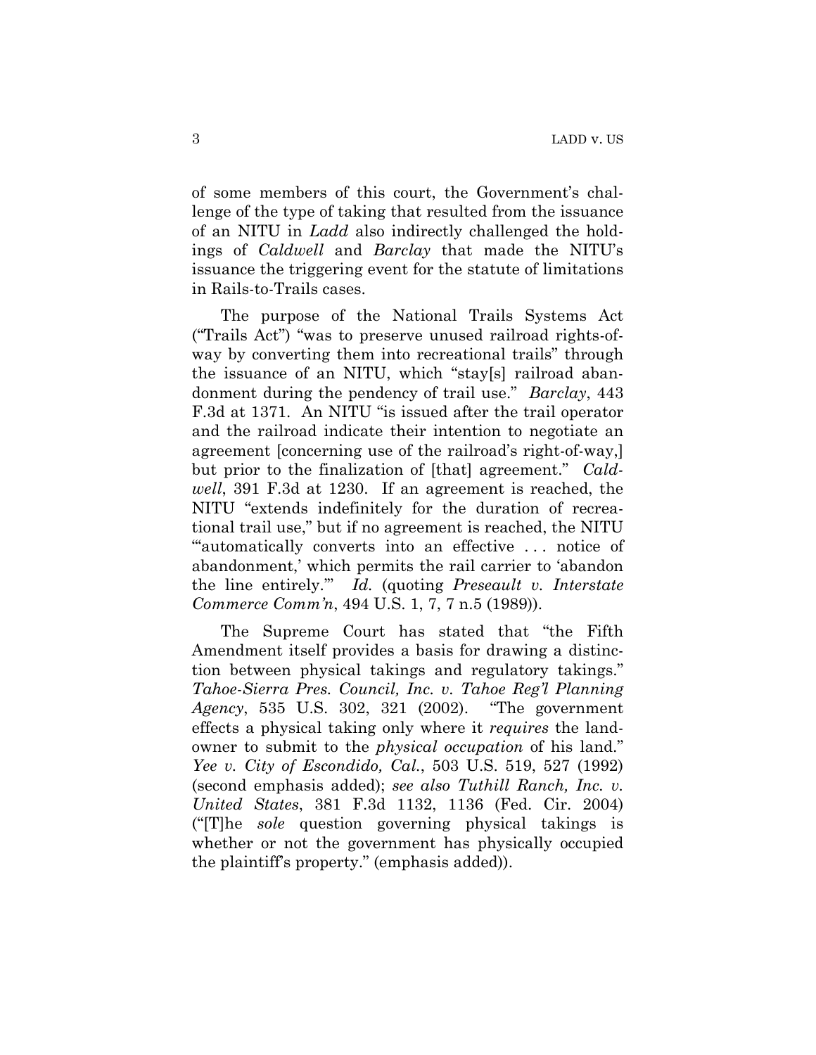of some members of this court, the Government's challenge of the type of taking that resulted from the issuance of an NITU in *Ladd* also indirectly challenged the holdings of *Caldwell* and *Barclay* that made the NITU's issuance the triggering event for the statute of limitations in Rails-to-Trails cases.

The purpose of the National Trails Systems Act ("Trails Act") "was to preserve unused railroad rights-of-way by converting them into recreational trails" through the issuance of an NITU, which "stay[s] railroad abandonment during the pendency of trail use." *Barclay*, 443 F.3d at 1371. An NITU "is issued after the trail operator and the railroad indicate their intention to negotiate an agreement [concerning use of the railroad's right-of-way,] but prior to the finalization of [that] agreement." *Caldwell*, 391 F.3d at 1230. If an agreement is reached, the NITU "extends indefinitely for the duration of recreational trail use," but if no agreement is reached, the NITU "'automatically converts into an effective . . . notice of abandonment,' which permits the rail carrier to 'abandon the line entirely.'" *Id.* (quoting *Preseault v. Interstate Commerce Comm'n*, 494 U.S. 1, 7, 7 n.5 (1989)).

The Supreme Court has stated that "the Fifth Amendment itself provides a basis for drawing a distinction between physical takings and regulatory takings." *Tahoe-Sierra Pres. Council, Inc. v. Tahoe Reg'l Planning Agency*, 535 U.S. 302, 321 (2002). "The government effects a physical taking only where it *requires* the landowner to submit to the *physical occupation* of his land." *Yee v. City of Escondido, Cal.*, 503 U.S. 519, 527 (1992) (second emphasis added); *see also Tuthill Ranch, Inc. v. United States*, 381 F.3d 1132, 1136 (Fed. Cir. 2004) ("[T]he *sole* question governing physical takings is whether or not the government has physically occupied the plaintiff's property." (emphasis added)).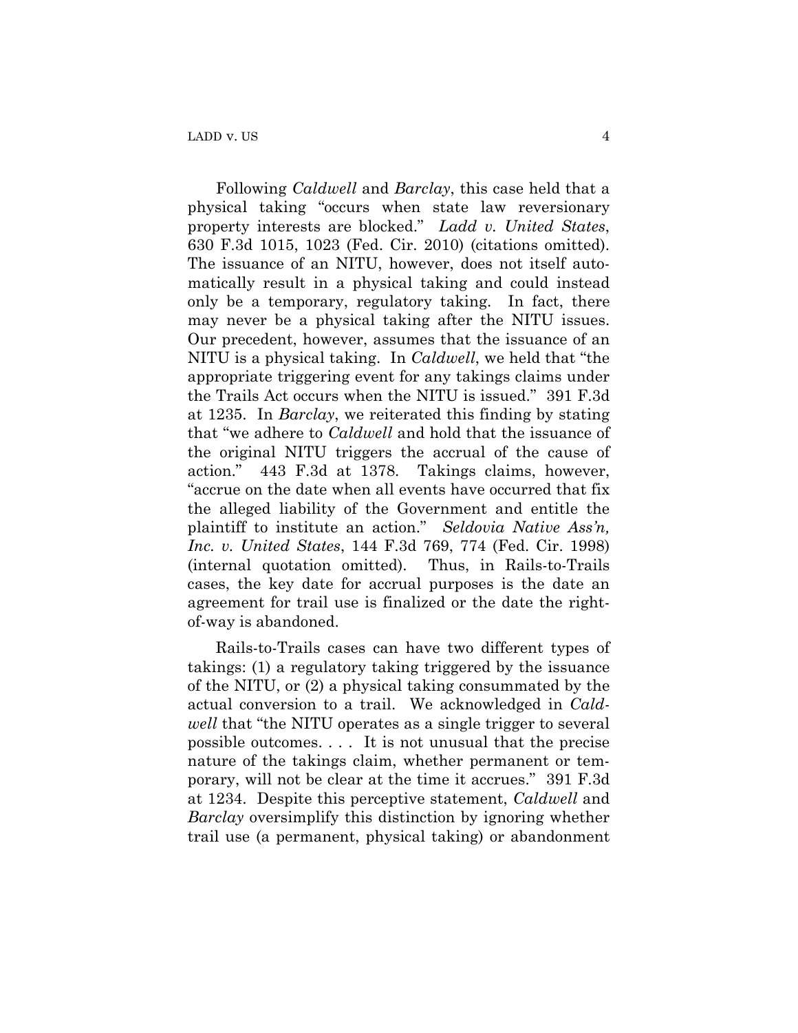Following *Caldwell* and *Barclay*, this case held that a physical taking "occurs when state law reversionary property interests are blocked." *Ladd v. United States*, 630 F.3d 1015, 1023 (Fed. Cir. 2010) (citations omitted). The issuance of an NITU, however, does not itself automatically result in a physical taking and could instead only be a temporary, regulatory taking. In fact, there may never be a physical taking after the NITU issues. Our precedent, however, assumes that the issuance of an NITU is a physical taking. In *Caldwell*, we held that "the appropriate triggering event for any takings claims under the Trails Act occurs when the NITU is issued." 391 F.3d at 1235. In *Barclay*, we reiterated this finding by stating that "we adhere to *Caldwell* and hold that the issuance of the original NITU triggers the accrual of the cause of action." 443 F.3d at 1378. Takings claims, however, "accrue on the date when all events have occurred that fix the alleged liability of the Government and entitle the plaintiff to institute an action." *Seldovia Native Ass'n, Inc. v. United States*, 144 F.3d 769, 774 (Fed. Cir. 1998) (internal quotation omitted). Thus, in Rails-to-Trails cases, the key date for accrual purposes is the date an agreement for trail use is finalized or the date the right-of-way is abandoned.

Rails-to-Trails cases can have two different types of takings: (1) a regulatory taking triggered by the issuance of the NITU, or (2) a physical taking consummated by the actual conversion to a trail. We acknowledged in *Caldwell* that "the NITU operates as a single trigger to several possible outcomes. . . . It is not unusual that the precise nature of the takings claim, whether permanent or temporary, will not be clear at the time it accrues." 391 F.3d at 1234. Despite this perceptive statement, *Caldwell* and *Barclay* oversimplify this distinction by ignoring whether trail use (a permanent, physical taking) or abandonment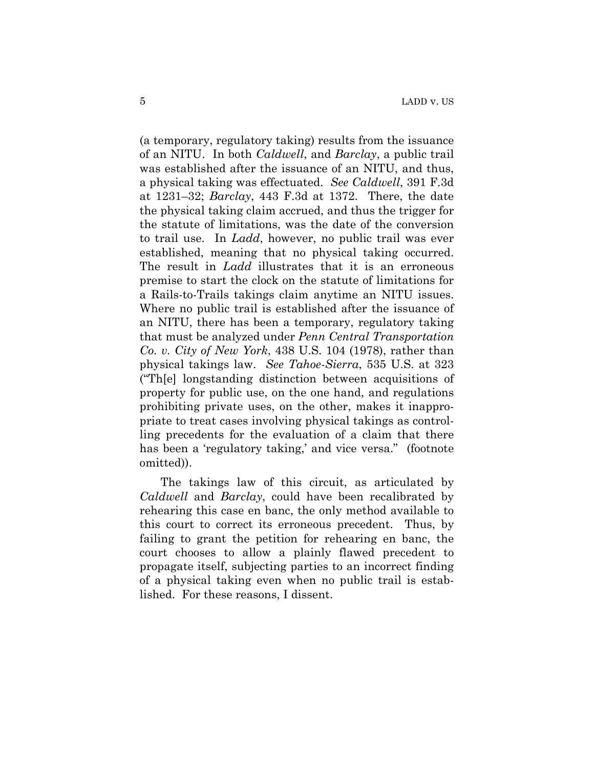(a temporary, regulatory taking) results from the issuance of an NITU. In both *Caldwell*, and *Barclay*, a public trail was established after the issuance of an NITU, and thus, a physical taking was effectuated. *See Caldwell*, 391 F.3d at 1231–32; *Barclay*, 443 F.3d at 1372. There, the date the physical taking claim accrued, and thus the trigger for the statute of limitations, was the date of the conversion to trail use. In *Ladd*, however, no public trail was ever established, meaning that no physical taking occurred. The result in *Ladd* illustrates that it is an erroneous premise to start the clock on the statute of limitations for a Rails-to-Trails takings claim anytime an NITU issues. Where no public trail is established after the issuance of an NITU, there has been a temporary, regulatory taking that must be analyzed under *Penn Central Transportation Co. v. City of New York*, 438 U.S. 104 (1978), rather than physical takings law. *See Tahoe-Sierra*, 535 U.S. at 323 ("Th[e] longstanding distinction between acquisitions of property for public use, on the one hand, and regulations prohibiting private uses, on the other, makes it inappropriate to treat cases involving physical takings as controlling precedents for the evaluation of a claim that there has been a 'regulatory taking,' and vice versa." (footnote omitted)).

The takings law of this circuit, as articulated by *Caldwell* and *Barclay*, could have been recalibrated by rehearing this case en banc, the only method available to this court to correct its erroneous precedent. Thus, by failing to grant the petition for rehearing en banc, the court chooses to allow a plainly flawed precedent to propagate itself, subjecting parties to an incorrect finding of a physical taking even when no public trail is established. For these reasons, I dissent.